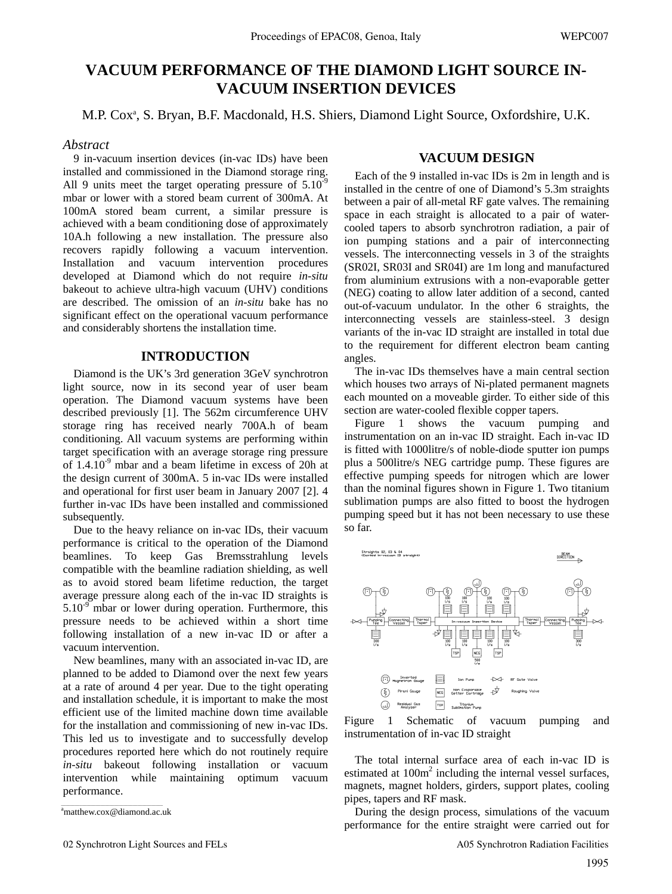# VACUUM PERFORMANCE OF THE DIAMOND LIGHT SOURCE IN-VACUUM INSERTION DEVICES

M.P. Cox[a], S. Bryan, B.F. Macdonald, H.S. Shiers, Diamond Light Source, Oxfordshire, U.K.

## *Abstract*

9 in-vacuum insertion devices (in-vac IDs) have been installed and commissioned in the Diamond storage ring. All 9 units meet the target operating pressure of $5.10^{-9}$ mbar or lower with a stored beam current of 300mA. At 100mA stored beam current, a similar pressure is achieved with a beam conditioning dose of approximately 10A.h following a new installation. The pressure also recovers rapidly following a vacuum intervention. Installation and vacuum intervention procedures developed at Diamond which do not require *in-situ* bakeout to achieve ultra-high vacuum (UHV) conditions are described. The omission of an *in-situ* bake has no significant effect on the operational vacuum performance and considerably shortens the installation time.

## INTRODUCTION

Diamond is the UK's 3rd generation 3GeV synchrotron light source, now in its second year of user beam operation. The Diamond vacuum systems have been described previously [1]. The 562m circumference UHV storage ring has received nearly 700A.h of beam conditioning. All vacuum systems are performing within target specification with an average storage ring pressure of $1.4.10^{-9}$ mbar and a beam lifetime in excess of 20h at the design current of 300mA. 5 in-vac IDs were installed and operational for first user beam in January 2007 [2]. 4 further in-vac IDs have been installed and commissioned subsequently.

Due to the heavy reliance on in-vac IDs, their vacuum performance is critical to the operation of the Diamond beamlines. To keep Gas Bremsstrahlung levels compatible with the beamline radiation shielding, as well as to avoid stored beam lifetime reduction, the target average pressure along each of the in-vac ID straights is $5.10^{-9}$ mbar or lower during operation. Furthermore, this pressure needs to be achieved within a short time following installation of a new in-vac ID or after a vacuum intervention.

New beamlines, many with an associated in-vac ID, are planned to be added to Diamond over the next few years at a rate of around 4 per year. Due to the tight operating and installation schedule, it is important to make the most efficient use of the limited machine down time available for the installation and commissioning of new in-vac IDs. This led us to investigate and to successfully develop procedures reported here which do not routinely require *in-situ* bakeout following installation or vacuum intervention while maintaining optimum vacuum performance.

[a]matthew.cox@diamond.ac.uk

## VACUUM DESIGN

Each of the 9 installed in-vac IDs is 2m in length and is installed in the centre of one of Diamond's 5.3m straights between a pair of all-metal RF gate valves. The remaining space in each straight is allocated to a pair of water-cooled tapers to absorb synchrotron radiation, a pair of ion pumping stations and a pair of interconnecting vessels. The interconnecting vessels in 3 of the straights (SR02I, SR03I and SR04I) are 1m long and manufactured from aluminium extrusions with a non-evaporable getter (NEG) coating to allow later addition of a second, canted out-of-vacuum undulator. In the other 6 straights, the interconnecting vessels are stainless-steel. 3 design variants of the in-vac ID straight are installed in total due to the requirement for different electron beam canting angles.

The in-vac IDs themselves have a main central section which houses two arrays of Ni-plated permanent magnets each mounted on a moveable girder. To either side of this section are water-cooled flexible copper tapers.

Figure 1 shows the vacuum pumping and instrumentation on an in-vac ID straight. Each in-vac ID is fitted with 1000litre/s of noble-diode sputter ion pumps plus a 500litre/s NEG cartridge pump. These figures are effective pumping speeds for nitrogen which are lower than the nominal figures shown in Figure 1. Two titanium sublimation pumps are also fitted to boost the hydrogen pumping speed but it has not been necessary to use these so far.

Figure 1 Schematic of vacuum pumping and instrumentation of in-vac ID straight

The total internal surface area of each in-vac ID is estimated at $100\text{m}^2$ including the internal vessel surfaces, magnets, magnet holders, girders, support plates, cooling pipes, tapers and RF mask.

During the design process, simulations of the vacuum performance for the entire straight were carried out for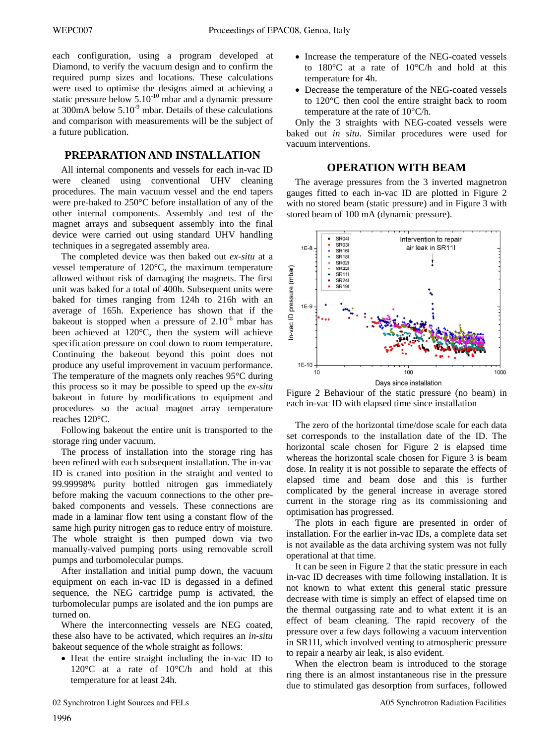each configuration, using a program developed at Diamond, to verify the vacuum design and to confirm the required pump sizes and locations. These calculations were used to optimise the designs aimed at achieving a static pressure below $5.10^{-10}$ mbar and a dynamic pressure at 300mA below $5.10^{-9}$ mbar. Details of these calculations and comparison with measurements will be the subject of a future publication.

## PREPARATION AND INSTALLATION

All internal components and vessels for each in-vac ID were cleaned using conventional UHV cleaning procedures. The main vacuum vessel and the end tapers were pre-baked to 250°C before installation of any of the other internal components. Assembly and test of the magnet arrays and subsequent assembly into the final device were carried out using standard UHV handling techniques in a segregated assembly area.

The completed device was then baked out *ex-situ* at a vessel temperature of 120°C, the maximum temperature allowed without risk of damaging the magnets. The first unit was baked for a total of 400h. Subsequent units were baked for times ranging from 124h to 216h with an average of 165h. Experience has shown that if the bakeout is stopped when a pressure of $2.10^{-6}$ mbar has been achieved at 120°C, then the system will achieve specification pressure on cool down to room temperature. Continuing the bakeout beyond this point does not produce any useful improvement in vacuum performance. The temperature of the magnets only reaches 95°C during this process so it may be possible to speed up the *ex-situ* bakeout in future by modifications to equipment and procedures so the actual magnet array temperature reaches 120°C.

Following bakeout the entire unit is transported to the storage ring under vacuum.

The process of installation into the storage ring has been refined with each subsequent installation. The in-vac ID is craned into position in the straight and vented to 99.99998% purity bottled nitrogen gas immediately before making the vacuum connections to the other pre-baked components and vessels. These connections are made in a laminar flow tent using a constant flow of the same high purity nitrogen gas to reduce entry of moisture. The whole straight is then pumped down via two manually-valved pumping ports using removable scroll pumps and turbomolecular pumps.

After installation and initial pump down, the vacuum equipment on each in-vac ID is degassed in a defined sequence, the NEG cartridge pump is activated, the turbomolecular pumps are isolated and the ion pumps are turned on.

Where the interconnecting vessels are NEG coated, these also have to be activated, which requires an *in-situ* bakeout sequence of the whole straight as follows:

- Heat the entire straight including the in-vac ID to 120°C at a rate of 10°C/h and hold at this temperature for at least 24h.
- Increase the temperature of the NEG-coated vessels to 180°C at a rate of 10°C/h and hold at this temperature for 4h.
- Decrease the temperature of the NEG-coated vessels to 120°C then cool the entire straight back to room temperature at the rate of 10°C/h.

Only the 3 straights with NEG-coated vessels were baked out *in situ*. Similar procedures were used for vacuum interventions.

## OPERATION WITH BEAM

The average pressures from the 3 inverted magnetron gauges fitted to each in-vac ID are plotted in Figure 2 with no stored beam (static pressure) and in Figure 3 with stored beam of 100 mA (dynamic pressure).

Figure 2 Behaviour of the static pressure (no beam) in each in-vac ID with elapsed time since installation

The zero of the horizontal time/dose scale for each data set corresponds to the installation date of the ID. The horizontal scale chosen for Figure 2 is elapsed time whereas the horizontal scale chosen for Figure 3 is beam dose. In reality it is not possible to separate the effects of elapsed time and beam dose and this is further complicated by the general increase in average stored current in the storage ring as its commissioning and optimisation has progressed.

The plots in each figure are presented in order of installation. For the earlier in-vac IDs, a complete data set is not available as the data archiving system was not fully operational at that time.

It can be seen in Figure 2 that the static pressure in each in-vac ID decreases with time following installation. It is not known to what extent this general static pressure decrease with time is simply an effect of elapsed time on the thermal outgassing rate and to what extent it is an effect of beam cleaning. The rapid recovery of the pressure over a few days following a vacuum intervention in SR11I, which involved venting to atmospheric pressure to repair a nearby air leak, is also evident.

When the electron beam is introduced to the storage ring there is an almost instantaneous rise in the pressure due to stimulated gas desorption from surfaces, followed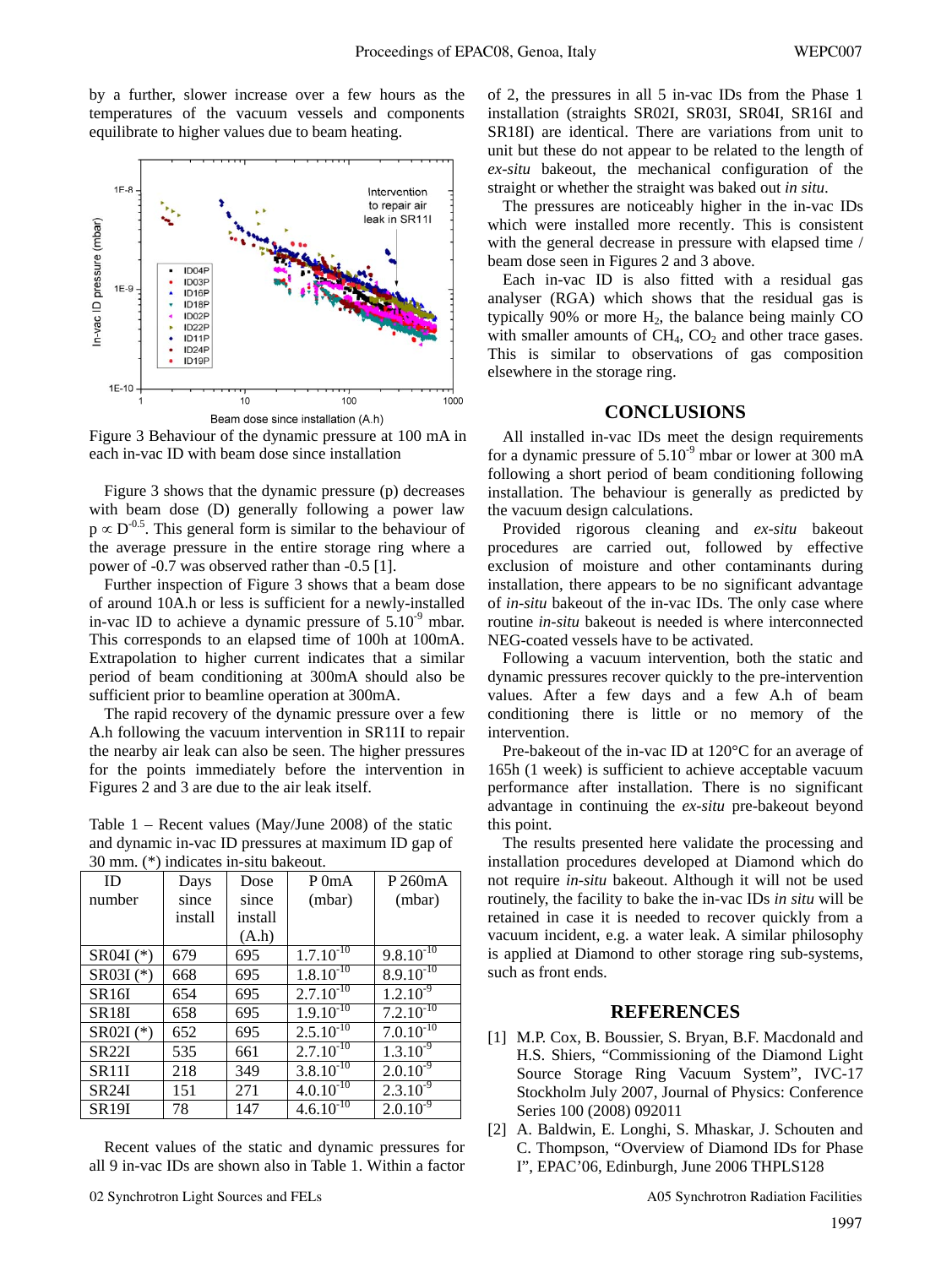by a further, slower increase over a few hours as the temperatures of the vacuum vessels and components equilibrate to higher values due to beam heating.

1E-8

1E-9

1E-10

In-vac ID pressure (mbar)

1

10

100

1000

Beam dose since installation (A.h)

Intervention to repair air leak in SR11I

ID04P
ID03P
ID16P
ID18P
ID02P
ID22P
ID11P
ID24P
ID19P

Figure 3 Behaviour of the dynamic pressure at 100 mA in each in-vac ID with beam dose since installation

Figure 3 shows that the dynamic pressure (p) decreases with beam dose (D) generally following a power law $p \propto D^{-0.5}$. This general form is similar to the behaviour of the average pressure in the entire storage ring where a power of -0.7 was observed rather than -0.5 [1].

Further inspection of Figure 3 shows that a beam dose of around 10A.h or less is sufficient for a newly-installed in-vac ID to achieve a dynamic pressure of $5.10^{-9}$ mbar. This corresponds to an elapsed time of 100h at 100mA. Extrapolation to higher current indicates that a similar period of beam conditioning at 300mA should also be sufficient prior to beamline operation at 300mA.

The rapid recovery of the dynamic pressure over a few A.h following the vacuum intervention in SR11I to repair the nearby air leak can also be seen. The higher pressures for the points immediately before the intervention in Figures 2 and 3 are due to the air leak itself.

Table 1 – Recent values (May/June 2008) of the static and dynamic in-vac ID pressures at maximum ID gap of 30 mm. (*) indicates in-situ bakeout.

| ID number | Days since install | Dose since install (A.h) | P 0mA (mbar) | P 260mA (mbar) |
|---|---|---|---|---|
| SR04I (*) | 679 | 695 | $1.7.10^{-10}$ | $9.8.10^{-10}$ |
| SR03I (*) | 668 | 695 | $1.8.10^{-10}$ | $8.9.10^{-10}$ |
| SR16I | 654 | 695 | $2.7.10^{-10}$ | $1.2.10^{-9}$ |
| SR18I | 658 | 695 | $1.9.10^{-10}$ | $7.2.10^{-10}$ |
| SR02I (*) | 652 | 695 | $2.5.10^{-10}$ | $7.0.10^{-10}$ |
| SR22I | 535 | 661 | $2.7.10^{-10}$ | $1.3.10^{-9}$ |
| SR11I | 218 | 349 | $3.8.10^{-10}$ | $2.0.10^{-9}$ |
| SR24I | 151 | 271 | $4.0.10^{-10}$ | $2.3.10^{-9}$ |
| SR19I | 78 | 147 | $4.6.10^{-10}$ | $2.0.10^{-9}$ |

Recent values of the static and dynamic pressures for all 9 in-vac IDs are shown also in Table 1. Within a factor of 2, the pressures in all 5 in-vac IDs from the Phase 1 installation (straights SR02I, SR03I, SR04I, SR16I and SR18I) are identical. There are variations from unit to unit but these do not appear to be related to the length of *ex-situ* bakeout, the mechanical configuration of the straight or whether the straight was baked out *in situ*.

The pressures are noticeably higher in the in-vac IDs which were installed more recently. This is consistent with the general decrease in pressure with elapsed time / beam dose seen in Figures 2 and 3 above.

Each in-vac ID is also fitted with a residual gas analyser (RGA) which shows that the residual gas is typically 90% or more $H_2$, the balance being mainly CO with smaller amounts of $CH_4$, $CO_2$ and other trace gases. This is similar to observations of gas composition elsewhere in the storage ring.

## CONCLUSIONS

All installed in-vac IDs meet the design requirements for a dynamic pressure of $5.10^{-9}$ mbar or lower at 300 mA following a short period of beam conditioning following installation. The behaviour is generally as predicted by the vacuum design calculations.

Provided rigorous cleaning and *ex-situ* bakeout procedures are carried out, followed by effective exclusion of moisture and other contaminants during installation, there appears to be no significant advantage of *in-situ* bakeout of the in-vac IDs. The only case where routine *in-situ* bakeout is needed is where interconnected NEG-coated vessels have to be activated.

Following a vacuum intervention, both the static and dynamic pressures recover quickly to the pre-intervention values. After a few days and a few A.h of beam conditioning there is little or no memory of the intervention.

Pre-bakeout of the in-vac ID at 120°C for an average of 165h (1 week) is sufficient to achieve acceptable vacuum performance after installation. There is no significant advantage in continuing the *ex-situ* pre-bakeout beyond this point.

The results presented here validate the processing and installation procedures developed at Diamond which do not require *in-situ* bakeout. Although it will not be used routinely, the facility to bake the in-vac IDs *in situ* will be retained in case it is needed to recover quickly from a vacuum incident, e.g. a water leak. A similar philosophy is applied at Diamond to other storage ring sub-systems, such as front ends.

## REFERENCES

[1] M.P. Cox, B. Boussier, S. Bryan, B.F. Macdonald and H.S. Shiers, "Commissioning of the Diamond Light Source Storage Ring Vacuum System", IVC-17 Stockholm July 2007, Journal of Physics: Conference Series 100 (2008) 092011

[2] A. Baldwin, E. Longhi, S. Mhaskar, J. Schouten and C. Thompson, "Overview of Diamond IDs for Phase I", EPAC'06, Edinburgh, June 2006 THPLS128